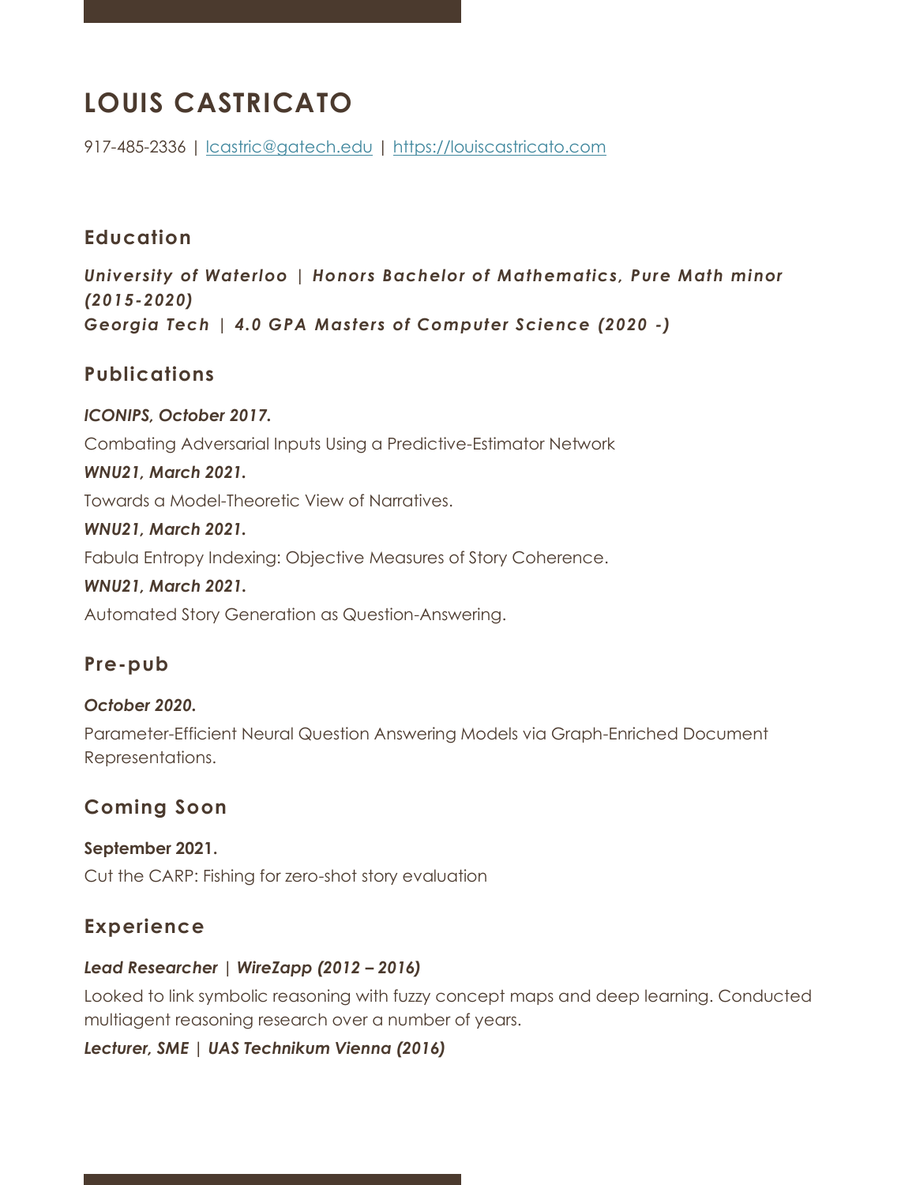# LOUIS CASTRICATO

917-485-2336 | [lcastric@gatech.edu](mailto:lcastric@gatech.edu) | [https://louiscastricato.com](https://louiscastricato.com)

## Education

***University of Waterloo | Honors Bachelor of Mathematics, Pure Math minor (2015-2020)***
***Georgia Tech | 4.0 GPA Masters of Computer Science (2020 -)***

## Publications

***ICONIPS, October 2017.***

Combating Adversarial Inputs Using a Predictive-Estimator Network

***WNU21, March 2021.***

Towards a Model-Theoretic View of Narratives.

***WNU21, March 2021.***

Fabula Entropy Indexing: Objective Measures of Story Coherence.

***WNU21, March 2021.***

Automated Story Generation as Question-Answering.

## Pre-pub

***October 2020.***

Parameter-Efficient Neural Question Answering Models via Graph-Enriched Document Representations.

## Coming Soon

**September 2021.**

Cut the CARP: Fishing for zero-shot story evaluation

## Experience

***Lead Researcher | WireZapp (2012 – 2016)***

Looked to link symbolic reasoning with fuzzy concept maps and deep learning. Conducted multiagent reasoning research over a number of years.

***Lecturer, SME | UAS Technikum Vienna (2016)***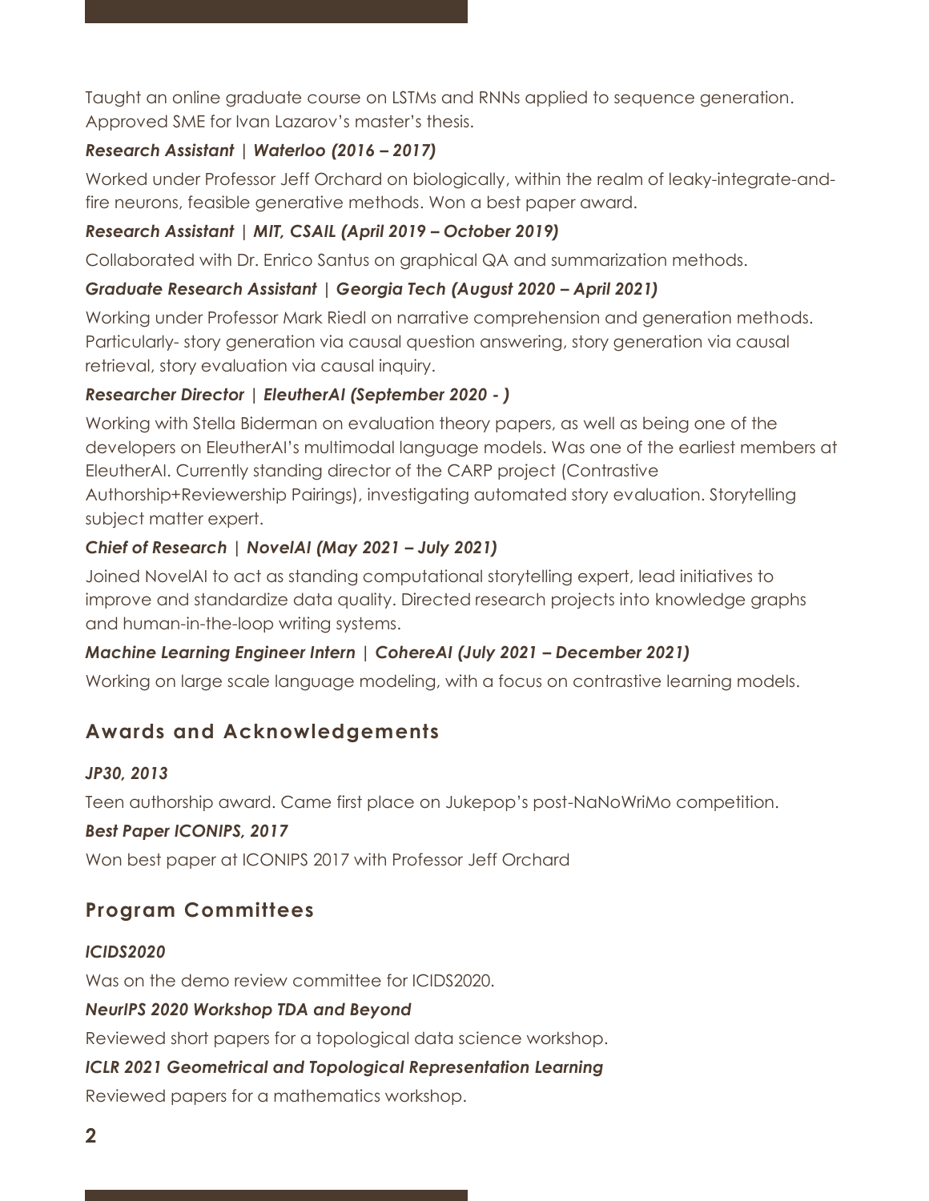Taught an online graduate course on LSTMs and RNNs applied to sequence generation. Approved SME for Ivan Lazarov's master's thesis.

***Research Assistant | Waterloo (2016 – 2017)***

Worked under Professor Jeff Orchard on biologically, within the realm of leaky-integrate-and-fire neurons, feasible generative methods. Won a best paper award.

***Research Assistant | MIT, CSAIL (April 2019 – October 2019)***

Collaborated with Dr. Enrico Santus on graphical QA and summarization methods.

***Graduate Research Assistant | Georgia Tech (August 2020 – April 2021)***

Working under Professor Mark Riedl on narrative comprehension and generation methods. Particularly- story generation via causal question answering, story generation via causal retrieval, story evaluation via causal inquiry.

***Researcher Director | EleutherAI (September 2020 - )***

Working with Stella Biderman on evaluation theory papers, as well as being one of the developers on EleutherAI's multimodal language models. Was one of the earliest members at EleutherAI. Currently standing director of the CARP project (Contrastive Authorship+Reviewership Pairings), investigating automated story evaluation. Storytelling subject matter expert.

***Chief of Research | NovelAI (May 2021 – July 2021)***

Joined NovelAI to act as standing computational storytelling expert, lead initiatives to improve and standardize data quality. Directed research projects into knowledge graphs and human-in-the-loop writing systems.

***Machine Learning Engineer Intern | CohereAI (July 2021 – December 2021)***

Working on large scale language modeling, with a focus on contrastive learning models.

## Awards and Acknowledgements

***JP30, 2013***

Teen authorship award. Came first place on Jukepop's post-NaNoWriMo competition.

***Best Paper ICONIPS, 2017***

Won best paper at ICONIPS 2017 with Professor Jeff Orchard

## Program Committees

***ICIDS2020***

Was on the demo review committee for ICIDS2020.

***NeurIPS 2020 Workshop TDA and Beyond***

Reviewed short papers for a topological data science workshop.

***ICLR 2021 Geometrical and Topological Representation Learning***

Reviewed papers for a mathematics workshop.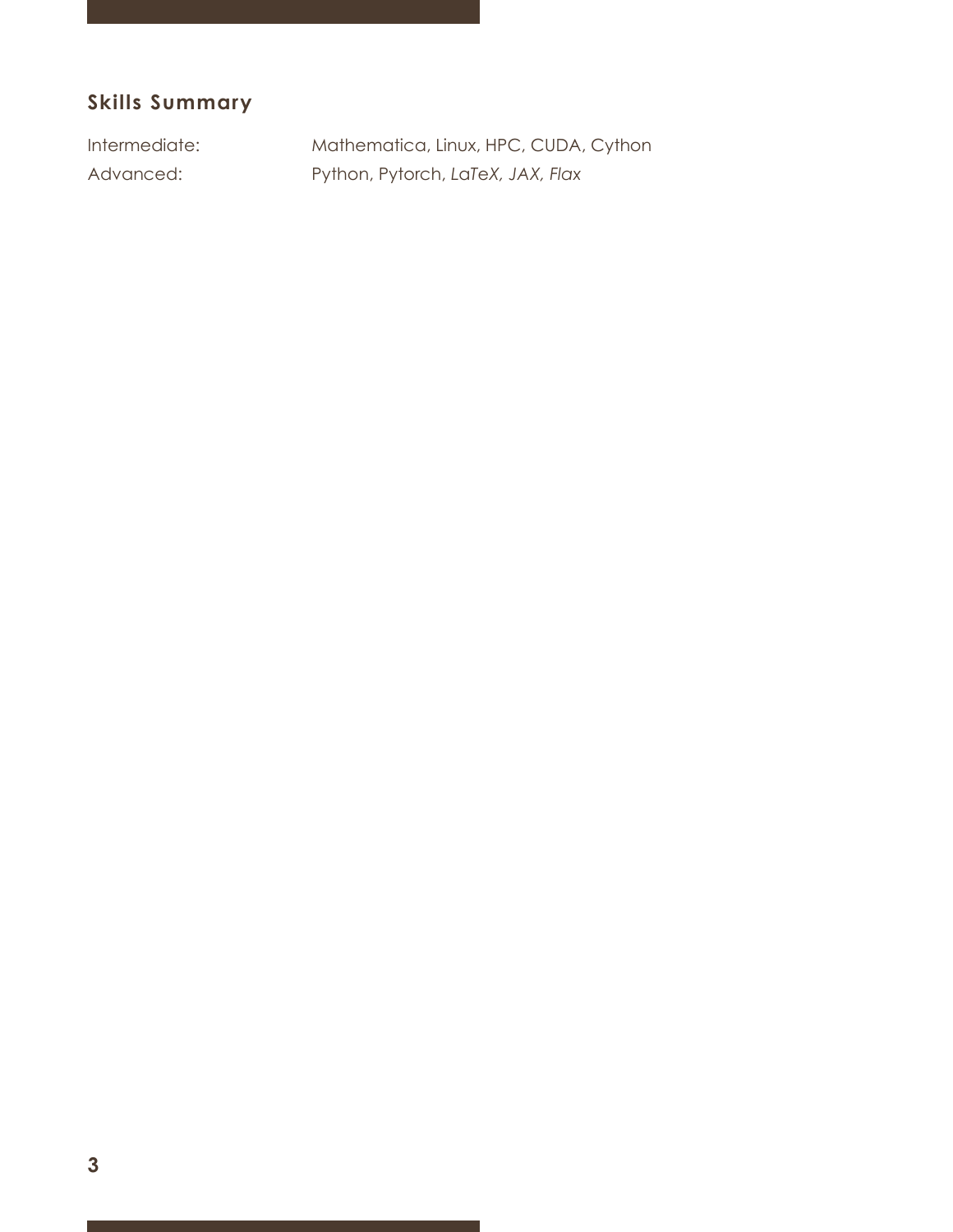## Skills Summary

| | |
|---|---|
| Intermediate: | Mathematica, Linux, HPC, CUDA, Cython |
| Advanced: | Python, Pytorch, *LaTeX, JAX, Flax* |